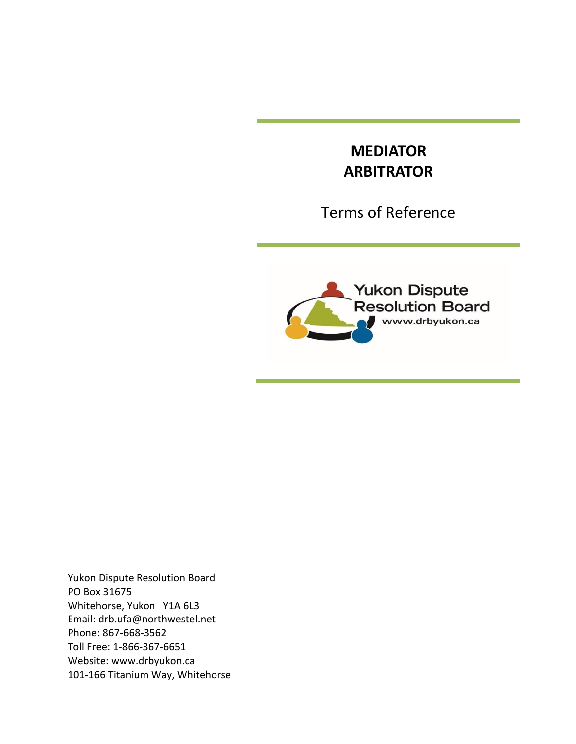# MEDIATOR ARBITRATOR

Terms of Reference

Yukon Dispute Resolution Board
www.drbyukon.ca

Yukon Dispute Resolution Board
PO Box 31675
Whitehorse, Yukon Y1A 6L3
Email: drb.ufa@northwestel.net
Phone: 867-668-3562
Toll Free: 1-866-367-6651
Website: www.drbyukon.ca
101-166 Titanium Way, Whitehorse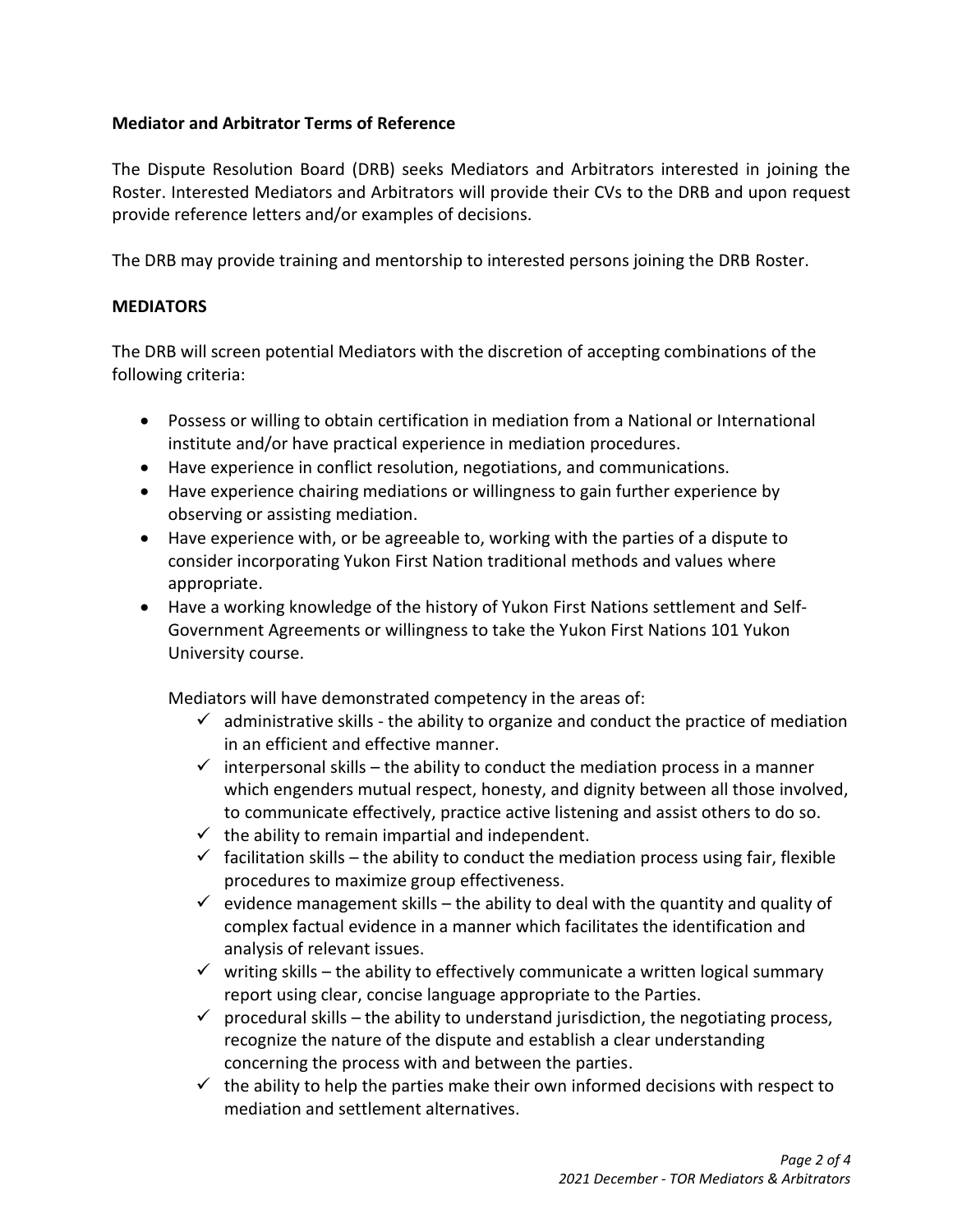**Mediator and Arbitrator Terms of Reference**

The Dispute Resolution Board (DRB) seeks Mediators and Arbitrators interested in joining the Roster. Interested Mediators and Arbitrators will provide their CVs to the DRB and upon request provide reference letters and/or examples of decisions.

The DRB may provide training and mentorship to interested persons joining the DRB Roster.

**MEDIATORS**

The DRB will screen potential Mediators with the discretion of accepting combinations of the following criteria:

- Possess or willing to obtain certification in mediation from a National or International institute and/or have practical experience in mediation procedures.
- Have experience in conflict resolution, negotiations, and communications.
- Have experience chairing mediations or willingness to gain further experience by observing or assisting mediation.
- Have experience with, or be agreeable to, working with the parties of a dispute to consider incorporating Yukon First Nation traditional methods and values where appropriate.
- Have a working knowledge of the history of Yukon First Nations settlement and Self-Government Agreements or willingness to take the Yukon First Nations 101 Yukon University course.

Mediators will have demonstrated competency in the areas of:

- ✓ administrative skills - the ability to organize and conduct the practice of mediation in an efficient and effective manner.
- ✓ interpersonal skills – the ability to conduct the mediation process in a manner which engenders mutual respect, honesty, and dignity between all those involved, to communicate effectively, practice active listening and assist others to do so.
- ✓ the ability to remain impartial and independent.
- ✓ facilitation skills – the ability to conduct the mediation process using fair, flexible procedures to maximize group effectiveness.
- ✓ evidence management skills – the ability to deal with the quantity and quality of complex factual evidence in a manner which facilitates the identification and analysis of relevant issues.
- ✓ writing skills – the ability to effectively communicate a written logical summary report using clear, concise language appropriate to the Parties.
- ✓ procedural skills – the ability to understand jurisdiction, the negotiating process, recognize the nature of the dispute and establish a clear understanding concerning the process with and between the parties.
- ✓ the ability to help the parties make their own informed decisions with respect to mediation and settlement alternatives.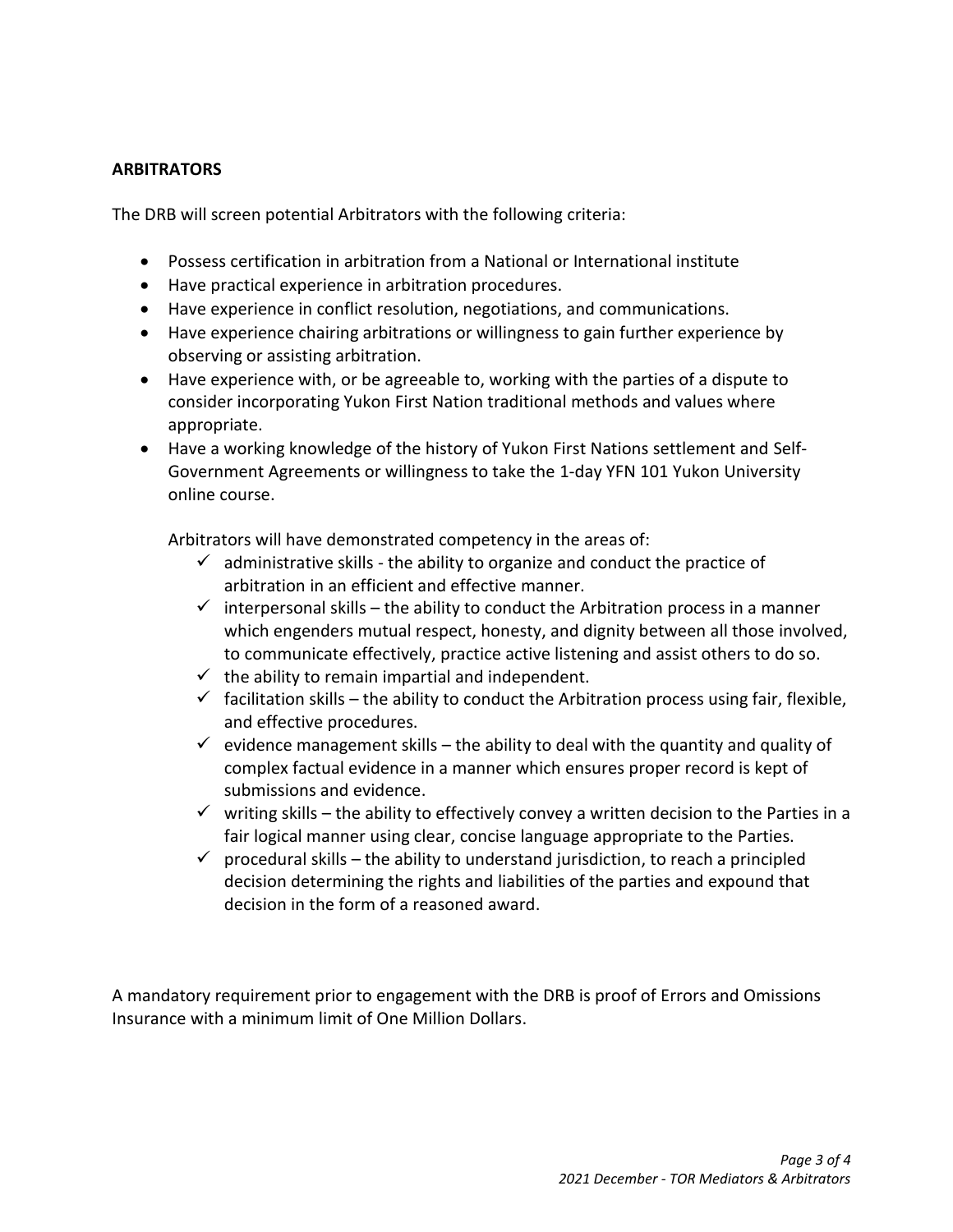## ARBITRATORS

The DRB will screen potential Arbitrators with the following criteria:

- Possess certification in arbitration from a National or International institute
- Have practical experience in arbitration procedures.
- Have experience in conflict resolution, negotiations, and communications.
- Have experience chairing arbitrations or willingness to gain further experience by observing or assisting arbitration.
- Have experience with, or be agreeable to, working with the parties of a dispute to consider incorporating Yukon First Nation traditional methods and values where appropriate.
- Have a working knowledge of the history of Yukon First Nations settlement and Self-Government Agreements or willingness to take the 1-day YFN 101 Yukon University online course.

  Arbitrators will have demonstrated competency in the areas of:

  - ✓ administrative skills - the ability to organize and conduct the practice of arbitration in an efficient and effective manner.
  - ✓ interpersonal skills – the ability to conduct the Arbitration process in a manner which engenders mutual respect, honesty, and dignity between all those involved, to communicate effectively, practice active listening and assist others to do so.
  - ✓ the ability to remain impartial and independent.
  - ✓ facilitation skills – the ability to conduct the Arbitration process using fair, flexible, and effective procedures.
  - ✓ evidence management skills – the ability to deal with the quantity and quality of complex factual evidence in a manner which ensures proper record is kept of submissions and evidence.
  - ✓ writing skills – the ability to effectively convey a written decision to the Parties in a fair logical manner using clear, concise language appropriate to the Parties.
  - ✓ procedural skills – the ability to understand jurisdiction, to reach a principled decision determining the rights and liabilities of the parties and expound that decision in the form of a reasoned award.

A mandatory requirement prior to engagement with the DRB is proof of Errors and Omissions Insurance with a minimum limit of One Million Dollars.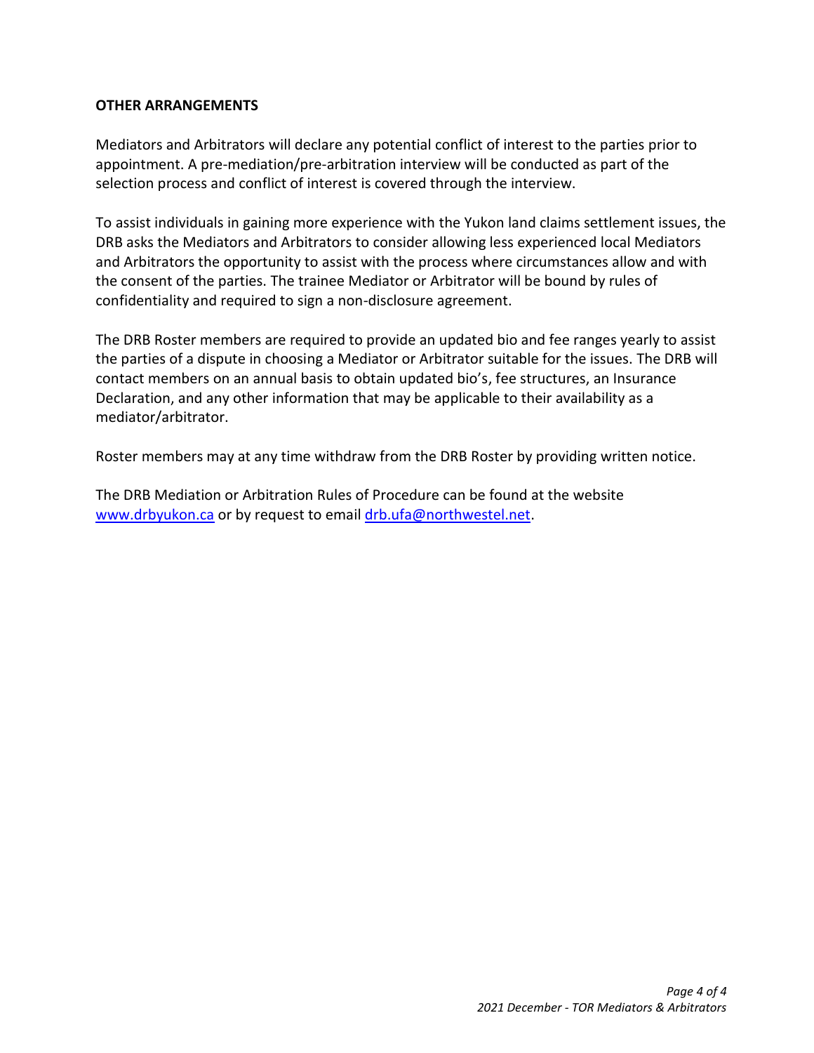**OTHER ARRANGEMENTS**

Mediators and Arbitrators will declare any potential conflict of interest to the parties prior to appointment. A pre-mediation/pre-arbitration interview will be conducted as part of the selection process and conflict of interest is covered through the interview.

To assist individuals in gaining more experience with the Yukon land claims settlement issues, the DRB asks the Mediators and Arbitrators to consider allowing less experienced local Mediators and Arbitrators the opportunity to assist with the process where circumstances allow and with the consent of the parties. The trainee Mediator or Arbitrator will be bound by rules of confidentiality and required to sign a non-disclosure agreement.

The DRB Roster members are required to provide an updated bio and fee ranges yearly to assist the parties of a dispute in choosing a Mediator or Arbitrator suitable for the issues. The DRB will contact members on an annual basis to obtain updated bio's, fee structures, an Insurance Declaration, and any other information that may be applicable to their availability as a mediator/arbitrator.

Roster members may at any time withdraw from the DRB Roster by providing written notice.

The DRB Mediation or Arbitration Rules of Procedure can be found at the website [www.drbyukon.ca](http://www.drbyukon.ca) or by request to email [drb.ufa@northwestel.net](mailto:drb.ufa@northwestel.net).